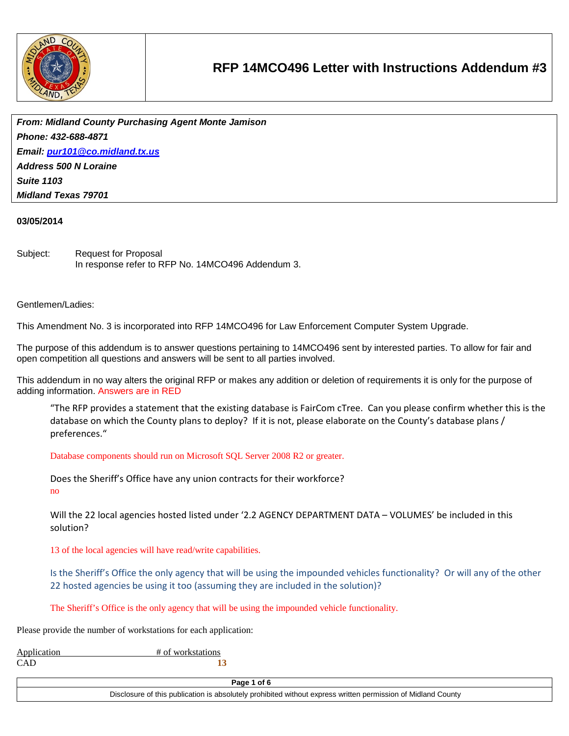# RFP 14MCO496 Letter with Instructions Addendum #3

***From: Midland County Purchasing Agent Monte Jamison***
***Phone: 432-688-4871***
***Email: pur101@co.midland.tx.us***
***Address 500 N Loraine***
***Suite 1103***
***Midland Texas 79701***

**03/05/2014**

Subject: Request for Proposal
In response refer to RFP No. 14MCO496 Addendum 3.

Gentlemen/Ladies:

This Amendment No. 3 is incorporated into RFP 14MCO496 for Law Enforcement Computer System Upgrade.

The purpose of this addendum is to answer questions pertaining to 14MCO496 sent by interested parties. To allow for fair and open competition all questions and answers will be sent to all parties involved.

This addendum in no way alters the original RFP or makes any addition or deletion of requirements it is only for the purpose of adding information. Answers are in RED

"The RFP provides a statement that the existing database is FairCom cTree. Can you please confirm whether this is the database on which the County plans to deploy? If it is not, please elaborate on the County's database plans / preferences."

Database components should run on Microsoft SQL Server 2008 R2 or greater.

Does the Sheriff's Office have any union contracts for their workforce?
no

Will the 22 local agencies hosted listed under '2.2 AGENCY DEPARTMENT DATA – VOLUMES' be included in this solution?

13 of the local agencies will have read/write capabilities.

Is the Sheriff's Office the only agency that will be using the impounded vehicles functionality? Or will any of the other 22 hosted agencies be using it too (assuming they are included in the solution)?

The Sheriff's Office is the only agency that will be using the impounded vehicle functionality.

Please provide the number of workstations for each application:

| Application | # of workstations |
|---|---|
| CAD | 13 |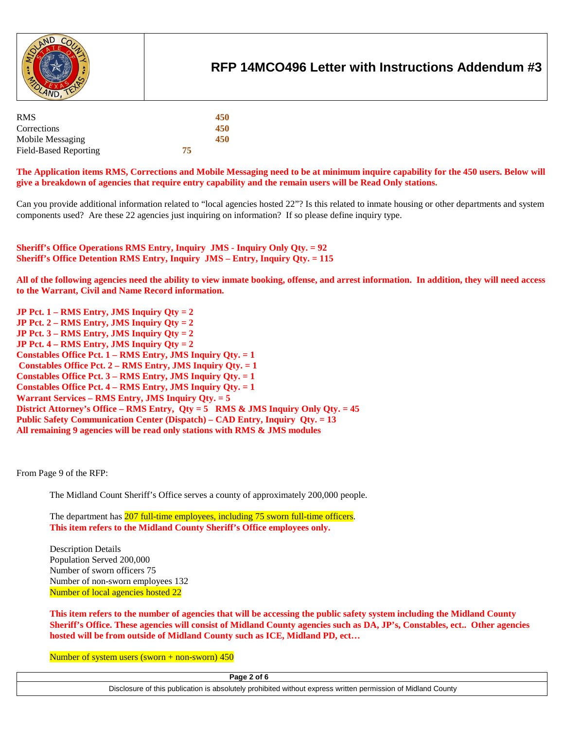| | |
|---|---|
| RMS | **450** |
| Corrections | **450** |
| Mobile Messaging | **450** |
| Field-Based Reporting | **75** |

**The Application items RMS, Corrections and Mobile Messaging need to be at minimum inquire capability for the 450 users. Below will give a breakdown of agencies that require entry capability and the remain users will be Read Only stations.**

Can you provide additional information related to "local agencies hosted 22"? Is this related to inmate housing or other departments and system components used? Are these 22 agencies just inquiring on information? If so please define inquiry type.

**Sheriff's Office Operations RMS Entry, Inquiry JMS - Inquiry Only Qty. = 92**
**Sheriff's Office Detention RMS Entry, Inquiry JMS – Entry, Inquiry Qty. = 115**

**All of the following agencies need the ability to view inmate booking, offense, and arrest information. In addition, they will need access to the Warrant, Civil and Name Record information.**

**JP Pct. 1 – RMS Entry, JMS Inquiry Qty = 2**
**JP Pct. 2 – RMS Entry, JMS Inquiry Qty = 2**
**JP Pct. 3 – RMS Entry, JMS Inquiry Qty = 2**
**JP Pct. 4 – RMS Entry, JMS Inquiry Qty = 2**
**Constables Office Pct. 1 – RMS Entry, JMS Inquiry Qty. = 1**
**Constables Office Pct. 2 – RMS Entry, JMS Inquiry Qty. = 1**
**Constables Office Pct. 3 – RMS Entry, JMS Inquiry Qty. = 1**
**Constables Office Pct. 4 – RMS Entry, JMS Inquiry Qty. = 1**
**Warrant Services – RMS Entry, JMS Inquiry Qty. = 5**
**District Attorney's Office – RMS Entry, Qty = 5 RMS & JMS Inquiry Only Qty. = 45**
**Public Safety Communication Center (Dispatch) – CAD Entry, Inquiry Qty. = 13**
**All remaining 9 agencies will be read only stations with RMS & JMS modules**

From Page 9 of the RFP:

The Midland Count Sheriff's Office serves a county of approximately 200,000 people.

The department has 207 full-time employees, including 75 sworn full-time officers.
**This item refers to the Midland County Sheriff's Office employees only.**

Description Details
Population Served 200,000
Number of sworn officers 75
Number of non-sworn employees 132
Number of local agencies hosted 22

**This item refers to the number of agencies that will be accessing the public safety system including the Midland County Sheriff's Office. These agencies will consist of Midland County agencies such as DA, JP's, Constables, ect.. Other agencies hosted will be from outside of Midland County such as ICE, Midland PD, ect…**

Number of system users (sworn + non-sworn) 450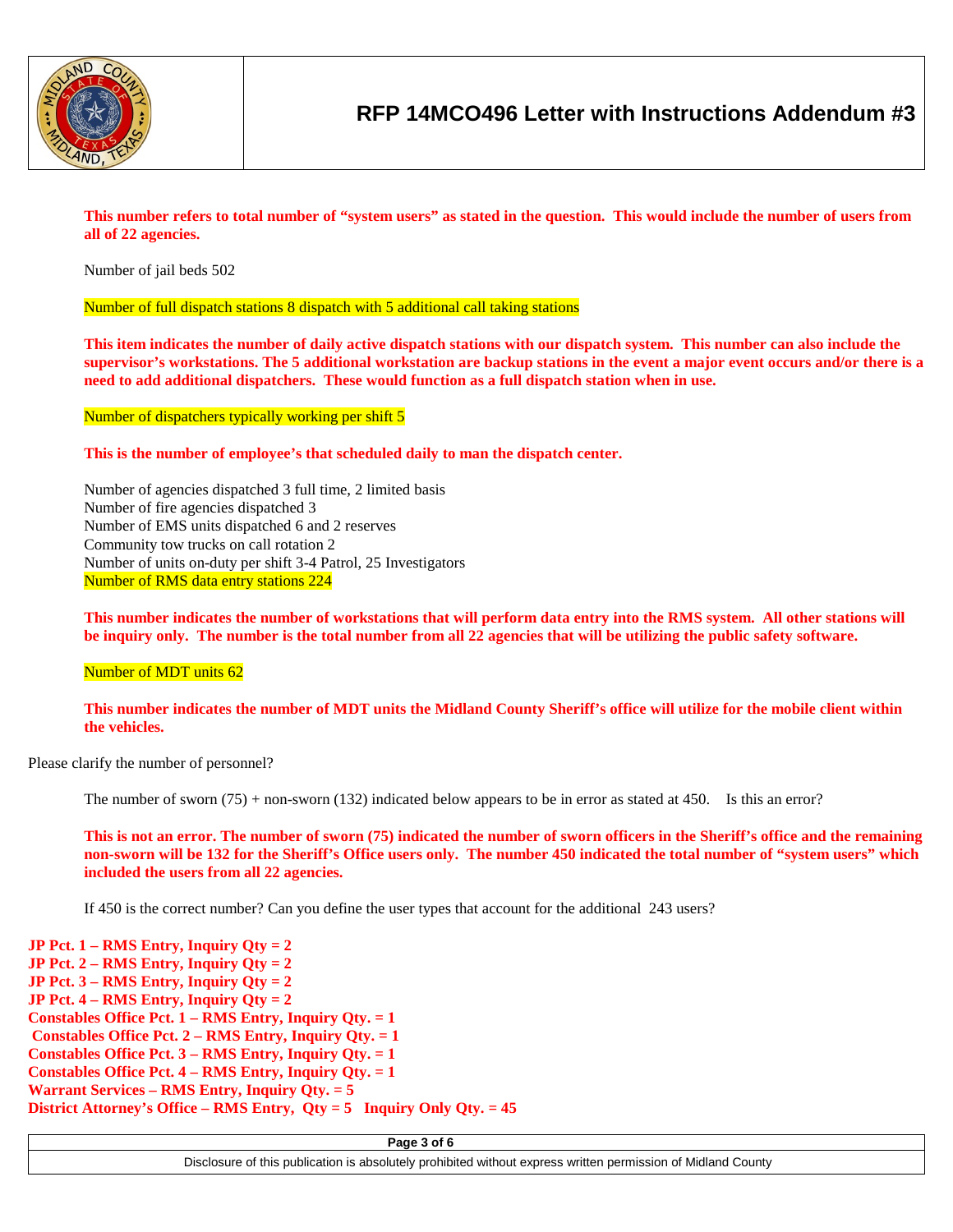**This number refers to total number of "system users" as stated in the question. This would include the number of users from all of 22 agencies.**

Number of jail beds 502

Number of full dispatch stations 8 dispatch with 5 additional call taking stations

**This item indicates the number of daily active dispatch stations with our dispatch system. This number can also include the supervisor's workstations. The 5 additional workstation are backup stations in the event a major event occurs and/or there is a need to add additional dispatchers. These would function as a full dispatch station when in use.**

Number of dispatchers typically working per shift 5

**This is the number of employee's that scheduled daily to man the dispatch center.**

Number of agencies dispatched 3 full time, 2 limited basis
Number of fire agencies dispatched 3
Number of EMS units dispatched 6 and 2 reserves
Community tow trucks on call rotation 2
Number of units on-duty per shift 3-4 Patrol, 25 Investigators
Number of RMS data entry stations 224

**This number indicates the number of workstations that will perform data entry into the RMS system. All other stations will be inquiry only. The number is the total number from all 22 agencies that will be utilizing the public safety software.**

Number of MDT units 62

**This number indicates the number of MDT units the Midland County Sheriff's office will utilize for the mobile client within the vehicles.**

Please clarify the number of personnel?

The number of sworn (75) + non-sworn (132) indicated below appears to be in error as stated at 450. Is this an error?

**This is not an error. The number of sworn (75) indicated the number of sworn officers in the Sheriff's office and the remaining non-sworn will be 132 for the Sheriff's Office users only. The number 450 indicated the total number of "system users" which included the users from all 22 agencies.**

If 450 is the correct number? Can you define the user types that account for the additional 243 users?

**JP Pct. 1 – RMS Entry, Inquiry Qty = 2**
**JP Pct. 2 – RMS Entry, Inquiry Qty = 2**
**JP Pct. 3 – RMS Entry, Inquiry Qty = 2**
**JP Pct. 4 – RMS Entry, Inquiry Qty = 2**
**Constables Office Pct. 1 – RMS Entry, Inquiry Qty. = 1**
**Constables Office Pct. 2 – RMS Entry, Inquiry Qty. = 1**
**Constables Office Pct. 3 – RMS Entry, Inquiry Qty. = 1**
**Constables Office Pct. 4 – RMS Entry, Inquiry Qty. = 1**
**Warrant Services – RMS Entry, Inquiry Qty. = 5**
**District Attorney's Office – RMS Entry, Qty = 5 Inquiry Only Qty. = 45**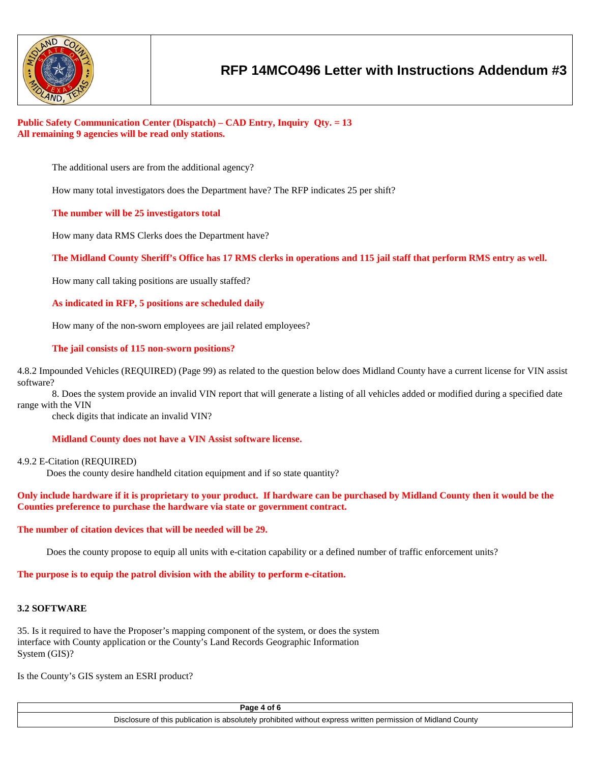**Public Safety Communication Center (Dispatch) – CAD Entry, Inquiry Qty. = 13**
**All remaining 9 agencies will be read only stations.**

The additional users are from the additional agency?

How many total investigators does the Department have? The RFP indicates 25 per shift?

**The number will be 25 investigators total**

How many data RMS Clerks does the Department have?

**The Midland County Sheriff's Office has 17 RMS clerks in operations and 115 jail staff that perform RMS entry as well.**

How many call taking positions are usually staffed?

**As indicated in RFP, 5 positions are scheduled daily**

How many of the non-sworn employees are jail related employees?

**The jail consists of 115 non-sworn positions?**

4.8.2 Impounded Vehicles (REQUIRED) (Page 99) as related to the question below does Midland County have a current license for VIN assist software?

8. Does the system provide an invalid VIN report that will generate a listing of all vehicles added or modified during a specified date range with the VIN check digits that indicate an invalid VIN?

**Midland County does not have a VIN Assist software license.**

4.9.2 E-Citation (REQUIRED)

Does the county desire handheld citation equipment and if so state quantity?

**Only include hardware if it is proprietary to your product. If hardware can be purchased by Midland County then it would be the Counties preference to purchase the hardware via state or government contract.**

**The number of citation devices that will be needed will be 29.**

Does the county propose to equip all units with e-citation capability or a defined number of traffic enforcement units?

**The purpose is to equip the patrol division with the ability to perform e-citation.**

**3.2 SOFTWARE**

35. Is it required to have the Proposer's mapping component of the system, or does the system interface with County application or the County's Land Records Geographic Information System (GIS)?

Is the County's GIS system an ESRI product?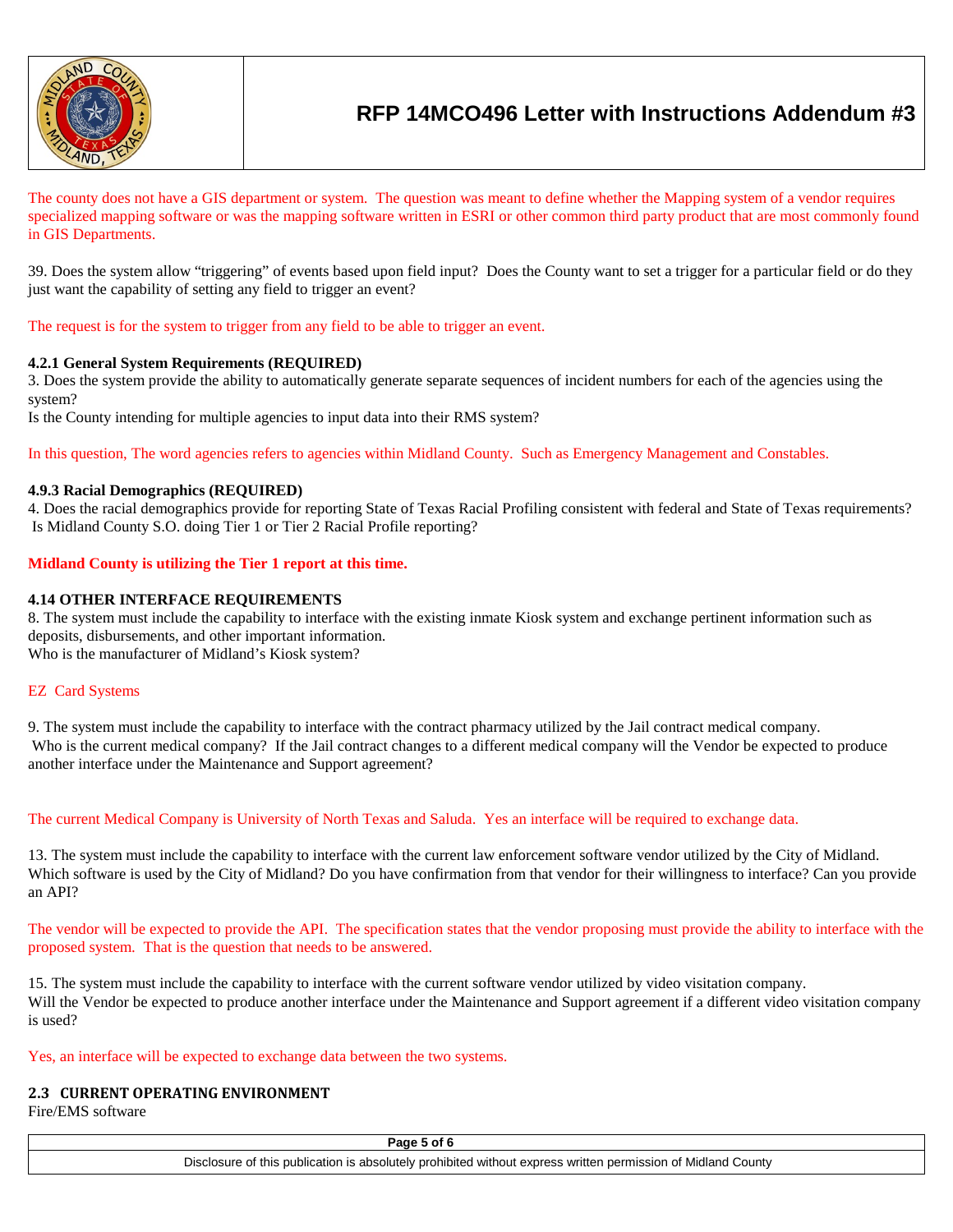The county does not have a GIS department or system. The question was meant to define whether the Mapping system of a vendor requires specialized mapping software or was the mapping software written in ESRI or other common third party product that are most commonly found in GIS Departments.

39. Does the system allow "triggering" of events based upon field input? Does the County want to set a trigger for a particular field or do they just want the capability of setting any field to trigger an event?

The request is for the system to trigger from any field to be able to trigger an event.

**4.2.1 General System Requirements (REQUIRED)**

3. Does the system provide the ability to automatically generate separate sequences of incident numbers for each of the agencies using the system?
Is the County intending for multiple agencies to input data into their RMS system?

In this question, The word agencies refers to agencies within Midland County. Such as Emergency Management and Constables.

**4.9.3 Racial Demographics (REQUIRED)**

4. Does the racial demographics provide for reporting State of Texas Racial Profiling consistent with federal and State of Texas requirements? Is Midland County S.O. doing Tier 1 or Tier 2 Racial Profile reporting?

**Midland County is utilizing the Tier 1 report at this time.**

**4.14 OTHER INTERFACE REQUIREMENTS**

8. The system must include the capability to interface with the existing inmate Kiosk system and exchange pertinent information such as deposits, disbursements, and other important information.
Who is the manufacturer of Midland's Kiosk system?

EZ Card Systems

9. The system must include the capability to interface with the contract pharmacy utilized by the Jail contract medical company.
Who is the current medical company? If the Jail contract changes to a different medical company will the Vendor be expected to produce another interface under the Maintenance and Support agreement?

The current Medical Company is University of North Texas and Saluda. Yes an interface will be required to exchange data.

13. The system must include the capability to interface with the current law enforcement software vendor utilized by the City of Midland. Which software is used by the City of Midland? Do you have confirmation from that vendor for their willingness to interface? Can you provide an API?

The vendor will be expected to provide the API. The specification states that the vendor proposing must provide the ability to interface with the proposed system. That is the question that needs to be answered.

15. The system must include the capability to interface with the current software vendor utilized by video visitation company.
Will the Vendor be expected to produce another interface under the Maintenance and Support agreement if a different video visitation company is used?

Yes, an interface will be expected to exchange data between the two systems.

**2.3 CURRENT OPERATING ENVIRONMENT**

Fire/EMS software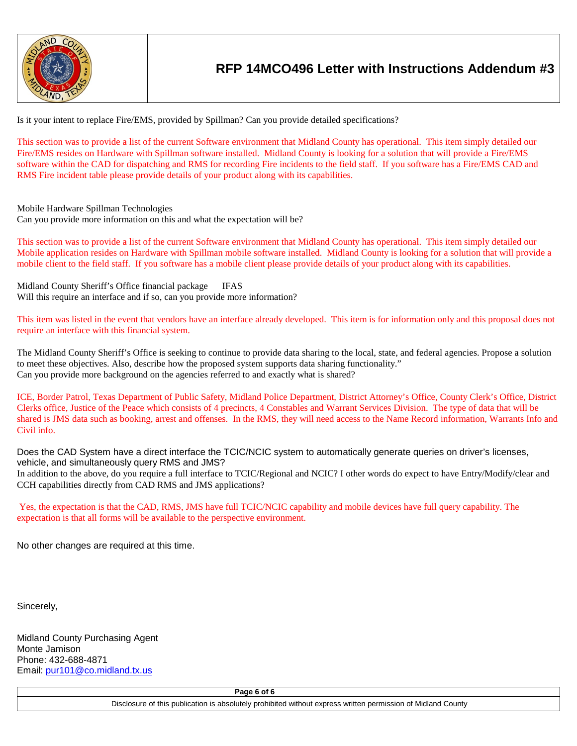# RFP 14MCO496 Letter with Instructions Addendum #3

Is it your intent to replace Fire/EMS, provided by Spillman? Can you provide detailed specifications?

This section was to provide a list of the current Software environment that Midland County has operational. This item simply detailed our Fire/EMS resides on Hardware with Spillman software installed. Midland County is looking for a solution that will provide a Fire/EMS software within the CAD for dispatching and RMS for recording Fire incidents to the field staff. If you software has a Fire/EMS CAD and RMS Fire incident table please provide details of your product along with its capabilities.

Mobile Hardware Spillman Technologies
Can you provide more information on this and what the expectation will be?

This section was to provide a list of the current Software environment that Midland County has operational. This item simply detailed our Mobile application resides on Hardware with Spillman mobile software installed. Midland County is looking for a solution that will provide a mobile client to the field staff. If you software has a mobile client please provide details of your product along with its capabilities.

Midland County Sheriff's Office financial package IFAS
Will this require an interface and if so, can you provide more information?

This item was listed in the event that vendors have an interface already developed. This item is for information only and this proposal does not require an interface with this financial system.

The Midland County Sheriff's Office is seeking to continue to provide data sharing to the local, state, and federal agencies. Propose a solution to meet these objectives. Also, describe how the proposed system supports data sharing functionality."
Can you provide more background on the agencies referred to and exactly what is shared?

ICE, Border Patrol, Texas Department of Public Safety, Midland Police Department, District Attorney's Office, County Clerk's Office, District Clerks office, Justice of the Peace which consists of 4 precincts, 4 Constables and Warrant Services Division. The type of data that will be shared is JMS data such as booking, arrest and offenses. In the RMS, they will need access to the Name Record information, Warrants Info and Civil info.

Does the CAD System have a direct interface the TCIC/NCIC system to automatically generate queries on driver's licenses, vehicle, and simultaneously query RMS and JMS?
In addition to the above, do you require a full interface to TCIC/Regional and NCIC? I other words do expect to have Entry/Modify/clear and CCH capabilities directly from CAD RMS and JMS applications?

Yes, the expectation is that the CAD, RMS, JMS have full TCIC/NCIC capability and mobile devices have full query capability. The expectation is that all forms will be available to the perspective environment.

No other changes are required at this time.

Sincerely,

Midland County Purchasing Agent
Monte Jamison
Phone: 432-688-4871
Email: pur101@co.midland.tx.us

Disclosure of this publication is absolutely prohibited without express written permission of Midland County